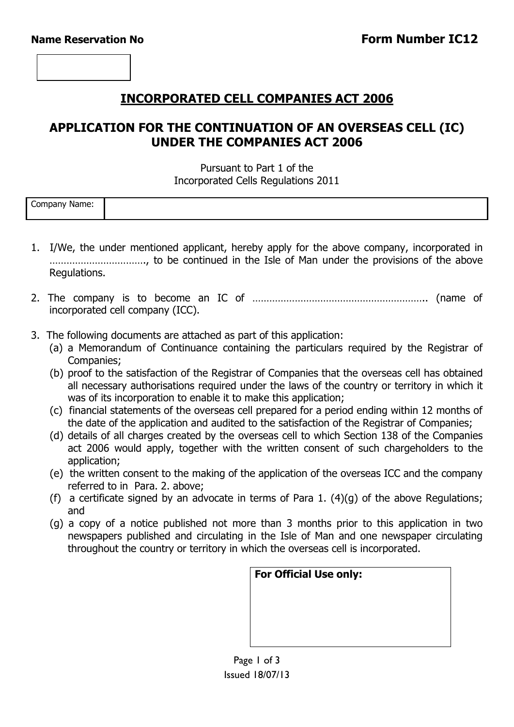**Name Reservation No** **Form Number IC12**

|  |
|---|
|  |

# INCORPORATED CELL COMPANIES ACT 2006

## APPLICATION FOR THE CONTINUATION OF AN OVERSEAS CELL (IC) UNDER THE COMPANIES ACT 2006

Pursuant to Part 1 of the
Incorporated Cells Regulations 2011

| Company Name: |  |
|---|---|

1. I/We, the under mentioned applicant, hereby apply for the above company, incorporated in ……………………………, to be continued in the Isle of Man under the provisions of the above Regulations.

2. The company is to become an IC of …………………………………………………….. (name of incorporated cell company (ICC).

3. The following documents are attached as part of this application:
   (a) a Memorandum of Continuance containing the particulars required by the Registrar of Companies;
   (b) proof to the satisfaction of the Registrar of Companies that the overseas cell has obtained all necessary authorisations required under the laws of the country or territory in which it was of its incorporation to enable it to make this application;
   (c) financial statements of the overseas cell prepared for a period ending within 12 months of the date of the application and audited to the satisfaction of the Registrar of Companies;
   (d) details of all charges created by the overseas cell to which Section 138 of the Companies act 2006 would apply, together with the written consent of such chargeholders to the application;
   (e) the written consent to the making of the application of the overseas ICC and the company referred to in Para. 2. above;
   (f) a certificate signed by an advocate in terms of Para 1. (4)(g) of the above Regulations; and
   (g) a copy of a notice published not more than 3 months prior to this application in two newspapers published and circulating in the Isle of Man and one newspaper circulating throughout the country or territory in which the overseas cell is incorporated.

| **For Official Use only:** |
|---|
|  |

Issued 18/07/13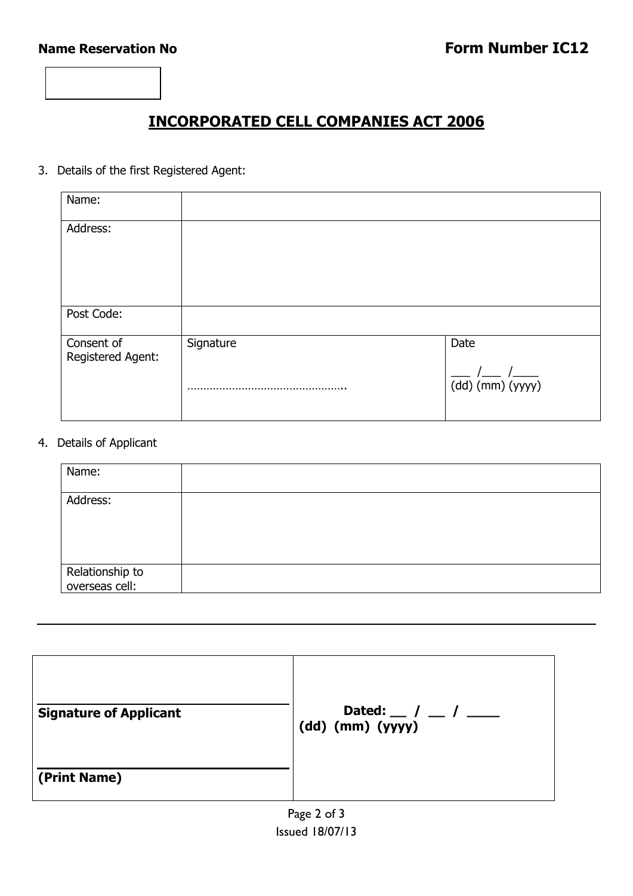**Name Reservation No** **Form Number IC12**

|  |
|---|
|  |

## INCORPORATED CELL COMPANIES ACT 2006

3. Details of the first Registered Agent:

| Name: | | |
|---|---|---|
| Address: | | |
| Post Code: | | |
| Consent of Registered Agent: | Signature<br><br>…………………………………………. | Date<br><br>___ /___ /____<br>(dd) (mm) (yyyy) |

4. Details of Applicant

| Name: | |
|---|---|
| Address: | |
| Relationship to overseas cell: | |

---

| | |
|---|---|
| **Signature of Applicant**<br><br>**(Print Name)** | **Dated: __ / __ / ____**<br>**(dd) (mm) (yyyy)** |

Issued 18/07/13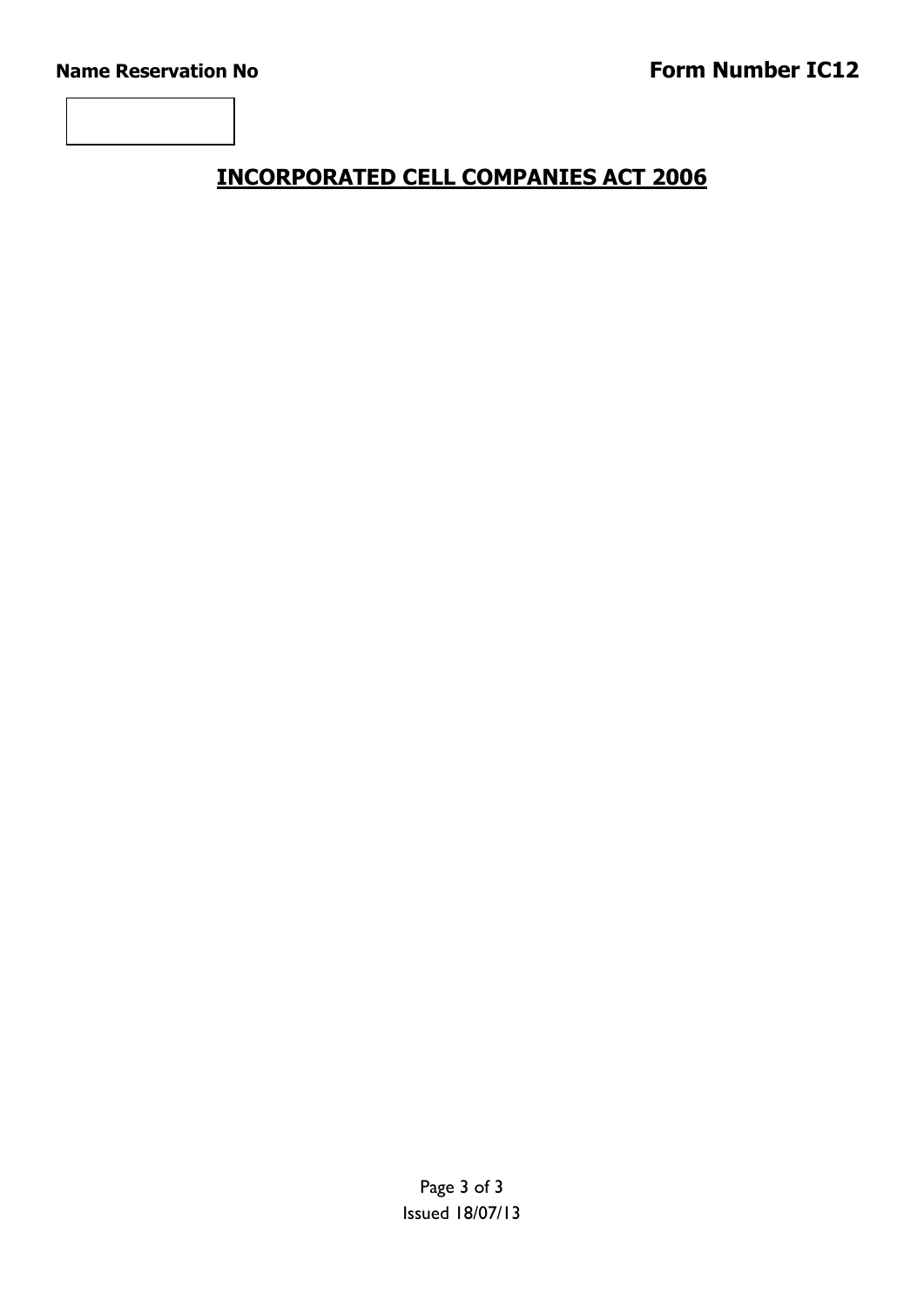**Name Reservation No**

**Form Number IC12**

| |
|---|
| |

# INCORPORATED CELL COMPANIES ACT 2006

Issued 18/07/13